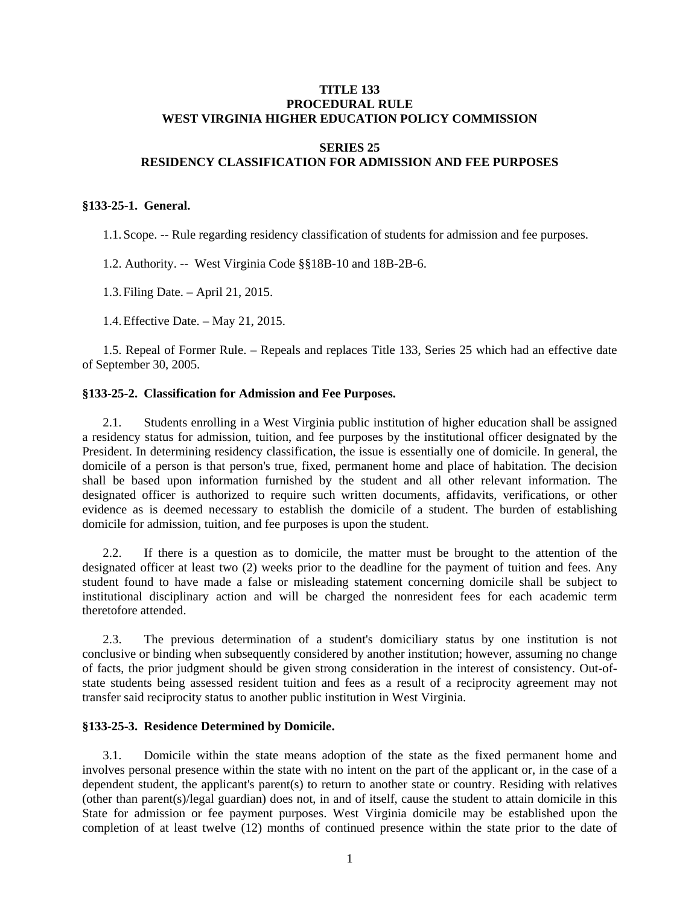**TITLE 133**
**PROCEDURAL RULE**
**WEST VIRGINIA HIGHER EDUCATION POLICY COMMISSION**

**SERIES 25**
**RESIDENCY CLASSIFICATION FOR ADMISSION AND FEE PURPOSES**

**§133-25-1. General.**

1.1. Scope. -- Rule regarding residency classification of students for admission and fee purposes.

1.2. Authority. -- West Virginia Code §§18B-10 and 18B-2B-6.

1.3. Filing Date. – April 21, 2015.

1.4. Effective Date. – May 21, 2015.

1.5. Repeal of Former Rule. – Repeals and replaces Title 133, Series 25 which had an effective date of September 30, 2005.

**§133-25-2. Classification for Admission and Fee Purposes.**

2.1. Students enrolling in a West Virginia public institution of higher education shall be assigned a residency status for admission, tuition, and fee purposes by the institutional officer designated by the President. In determining residency classification, the issue is essentially one of domicile. In general, the domicile of a person is that person's true, fixed, permanent home and place of habitation. The decision shall be based upon information furnished by the student and all other relevant information. The designated officer is authorized to require such written documents, affidavits, verifications, or other evidence as is deemed necessary to establish the domicile of a student. The burden of establishing domicile for admission, tuition, and fee purposes is upon the student.

2.2. If there is a question as to domicile, the matter must be brought to the attention of the designated officer at least two (2) weeks prior to the deadline for the payment of tuition and fees. Any student found to have made a false or misleading statement concerning domicile shall be subject to institutional disciplinary action and will be charged the nonresident fees for each academic term theretofore attended.

2.3. The previous determination of a student's domiciliary status by one institution is not conclusive or binding when subsequently considered by another institution; however, assuming no change of facts, the prior judgment should be given strong consideration in the interest of consistency. Out-of-state students being assessed resident tuition and fees as a result of a reciprocity agreement may not transfer said reciprocity status to another public institution in West Virginia.

**§133-25-3. Residence Determined by Domicile.**

3.1. Domicile within the state means adoption of the state as the fixed permanent home and involves personal presence within the state with no intent on the part of the applicant or, in the case of a dependent student, the applicant's parent(s) to return to another state or country. Residing with relatives (other than parent(s)/legal guardian) does not, in and of itself, cause the student to attain domicile in this State for admission or fee payment purposes. West Virginia domicile may be established upon the completion of at least twelve (12) months of continued presence within the state prior to the date of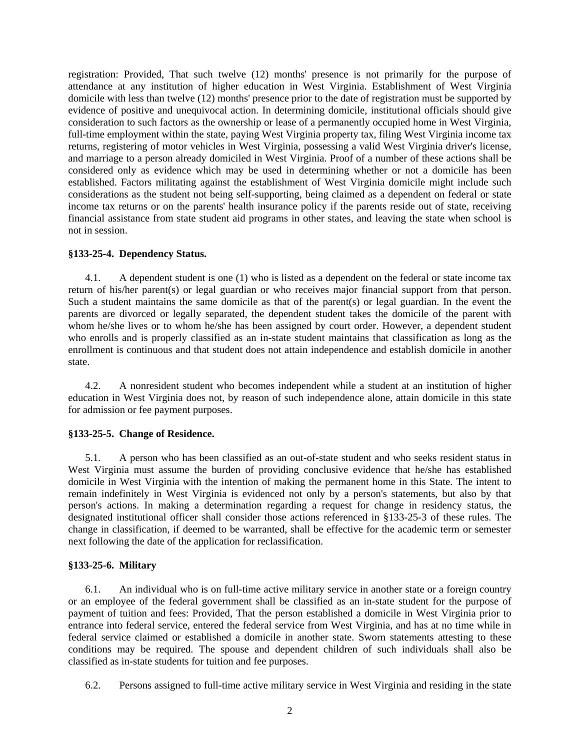registration: Provided, That such twelve (12) months' presence is not primarily for the purpose of attendance at any institution of higher education in West Virginia. Establishment of West Virginia domicile with less than twelve (12) months' presence prior to the date of registration must be supported by evidence of positive and unequivocal action. In determining domicile, institutional officials should give consideration to such factors as the ownership or lease of a permanently occupied home in West Virginia, full-time employment within the state, paying West Virginia property tax, filing West Virginia income tax returns, registering of motor vehicles in West Virginia, possessing a valid West Virginia driver's license, and marriage to a person already domiciled in West Virginia. Proof of a number of these actions shall be considered only as evidence which may be used in determining whether or not a domicile has been established. Factors militating against the establishment of West Virginia domicile might include such considerations as the student not being self-supporting, being claimed as a dependent on federal or state income tax returns or on the parents' health insurance policy if the parents reside out of state, receiving financial assistance from state student aid programs in other states, and leaving the state when school is not in session.

**§133-25-4. Dependency Status.**

4.1. A dependent student is one (1) who is listed as a dependent on the federal or state income tax return of his/her parent(s) or legal guardian or who receives major financial support from that person. Such a student maintains the same domicile as that of the parent(s) or legal guardian. In the event the parents are divorced or legally separated, the dependent student takes the domicile of the parent with whom he/she lives or to whom he/she has been assigned by court order. However, a dependent student who enrolls and is properly classified as an in-state student maintains that classification as long as the enrollment is continuous and that student does not attain independence and establish domicile in another state.

4.2. A nonresident student who becomes independent while a student at an institution of higher education in West Virginia does not, by reason of such independence alone, attain domicile in this state for admission or fee payment purposes.

**§133-25-5. Change of Residence.**

5.1. A person who has been classified as an out-of-state student and who seeks resident status in West Virginia must assume the burden of providing conclusive evidence that he/she has established domicile in West Virginia with the intention of making the permanent home in this State. The intent to remain indefinitely in West Virginia is evidenced not only by a person's statements, but also by that person's actions. In making a determination regarding a request for change in residency status, the designated institutional officer shall consider those actions referenced in §133-25-3 of these rules. The change in classification, if deemed to be warranted, shall be effective for the academic term or semester next following the date of the application for reclassification.

**§133-25-6. Military**

6.1. An individual who is on full-time active military service in another state or a foreign country or an employee of the federal government shall be classified as an in-state student for the purpose of payment of tuition and fees: Provided, That the person established a domicile in West Virginia prior to entrance into federal service, entered the federal service from West Virginia, and has at no time while in federal service claimed or established a domicile in another state. Sworn statements attesting to these conditions may be required. The spouse and dependent children of such individuals shall also be classified as in-state students for tuition and fee purposes.

6.2. Persons assigned to full-time active military service in West Virginia and residing in the state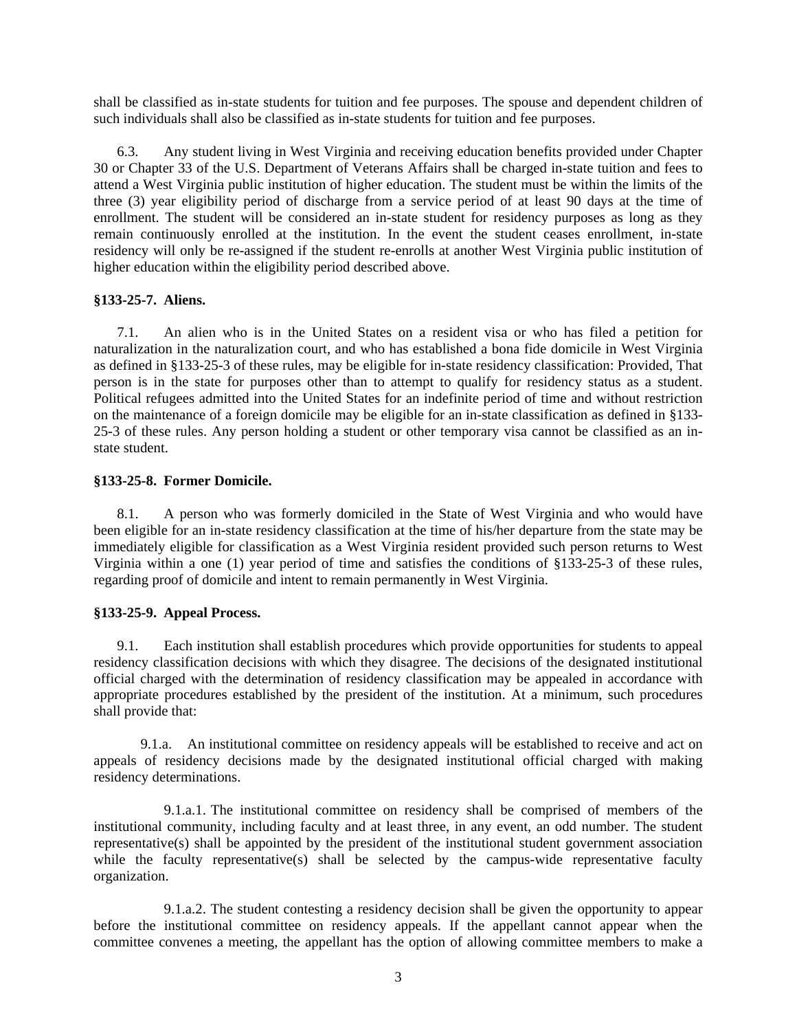shall be classified as in-state students for tuition and fee purposes. The spouse and dependent children of such individuals shall also be classified as in-state students for tuition and fee purposes.

6.3. Any student living in West Virginia and receiving education benefits provided under Chapter 30 or Chapter 33 of the U.S. Department of Veterans Affairs shall be charged in-state tuition and fees to attend a West Virginia public institution of higher education. The student must be within the limits of the three (3) year eligibility period of discharge from a service period of at least 90 days at the time of enrollment. The student will be considered an in-state student for residency purposes as long as they remain continuously enrolled at the institution. In the event the student ceases enrollment, in-state residency will only be re-assigned if the student re-enrolls at another West Virginia public institution of higher education within the eligibility period described above.

**§133-25-7. Aliens.**

7.1. An alien who is in the United States on a resident visa or who has filed a petition for naturalization in the naturalization court, and who has established a bona fide domicile in West Virginia as defined in §133-25-3 of these rules, may be eligible for in-state residency classification: Provided, That person is in the state for purposes other than to attempt to qualify for residency status as a student. Political refugees admitted into the United States for an indefinite period of time and without restriction on the maintenance of a foreign domicile may be eligible for an in-state classification as defined in §133-25-3 of these rules. Any person holding a student or other temporary visa cannot be classified as an in-state student.

**§133-25-8. Former Domicile.**

8.1. A person who was formerly domiciled in the State of West Virginia and who would have been eligible for an in-state residency classification at the time of his/her departure from the state may be immediately eligible for classification as a West Virginia resident provided such person returns to West Virginia within a one (1) year period of time and satisfies the conditions of §133-25-3 of these rules, regarding proof of domicile and intent to remain permanently in West Virginia.

**§133-25-9. Appeal Process.**

9.1. Each institution shall establish procedures which provide opportunities for students to appeal residency classification decisions with which they disagree. The decisions of the designated institutional official charged with the determination of residency classification may be appealed in accordance with appropriate procedures established by the president of the institution. At a minimum, such procedures shall provide that:

9.1.a. An institutional committee on residency appeals will be established to receive and act on appeals of residency decisions made by the designated institutional official charged with making residency determinations.

9.1.a.1. The institutional committee on residency shall be comprised of members of the institutional community, including faculty and at least three, in any event, an odd number. The student representative(s) shall be appointed by the president of the institutional student government association while the faculty representative(s) shall be selected by the campus-wide representative faculty organization.

9.1.a.2. The student contesting a residency decision shall be given the opportunity to appear before the institutional committee on residency appeals. If the appellant cannot appear when the committee convenes a meeting, the appellant has the option of allowing committee members to make a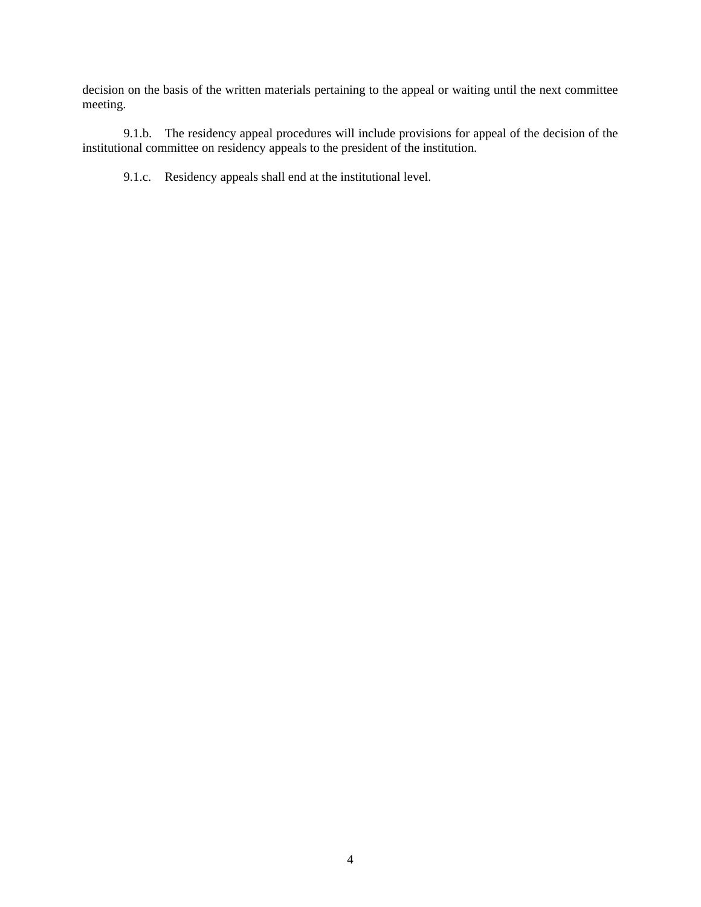decision on the basis of the written materials pertaining to the appeal or waiting until the next committee meeting.

9.1.b. The residency appeal procedures will include provisions for appeal of the decision of the institutional committee on residency appeals to the president of the institution.

9.1.c. Residency appeals shall end at the institutional level.